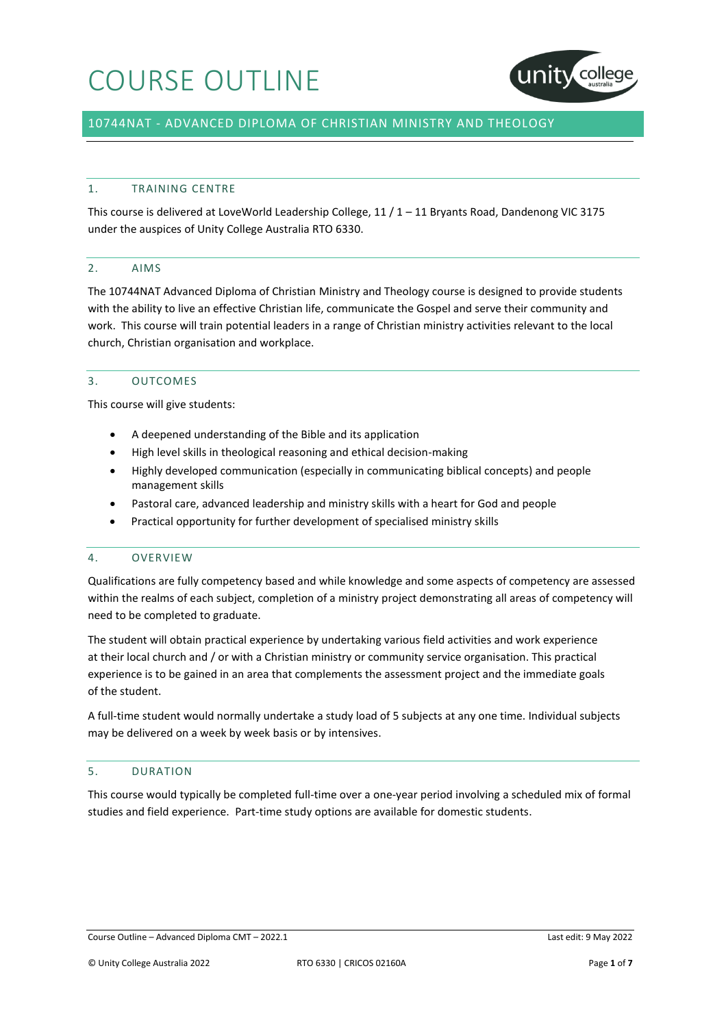# COURSE OUTLINE

## 10744NAT - ADVANCED DIPLOMA OF CHRISTIAN MINISTRY AND THEOLOGY

### 1. TRAINING CENTRE

This course is delivered at LoveWorld Leadership College, 11 / 1 – 11 Bryants Road, Dandenong VIC 3175 under the auspices of Unity College Australia RTO 6330.

### 2. AIMS

The 10744NAT Advanced Diploma of Christian Ministry and Theology course is designed to provide students with the ability to live an effective Christian life, communicate the Gospel and serve their community and work. This course will train potential leaders in a range of Christian ministry activities relevant to the local church, Christian organisation and workplace.

### 3. OUTCOMES

This course will give students:

- A deepened understanding of the Bible and its application
- High level skills in theological reasoning and ethical decision-making
- Highly developed communication (especially in communicating biblical concepts) and people management skills
- Pastoral care, advanced leadership and ministry skills with a heart for God and people
- Practical opportunity for further development of specialised ministry skills

### 4. OVERVIEW

Qualifications are fully competency based and while knowledge and some aspects of competency are assessed within the realms of each subject, completion of a ministry project demonstrating all areas of competency will need to be completed to graduate.

The student will obtain practical experience by undertaking various field activities and work experience at their local church and / or with a Christian ministry or community service organisation. This practical experience is to be gained in an area that complements the assessment project and the immediate goals of the student.

A full-time student would normally undertake a study load of 5 subjects at any one time. Individual subjects may be delivered on a week by week basis or by intensives.

### 5. DURATION

This course would typically be completed full-time over a one-year period involving a scheduled mix of formal studies and field experience. Part-time study options are available for domestic students.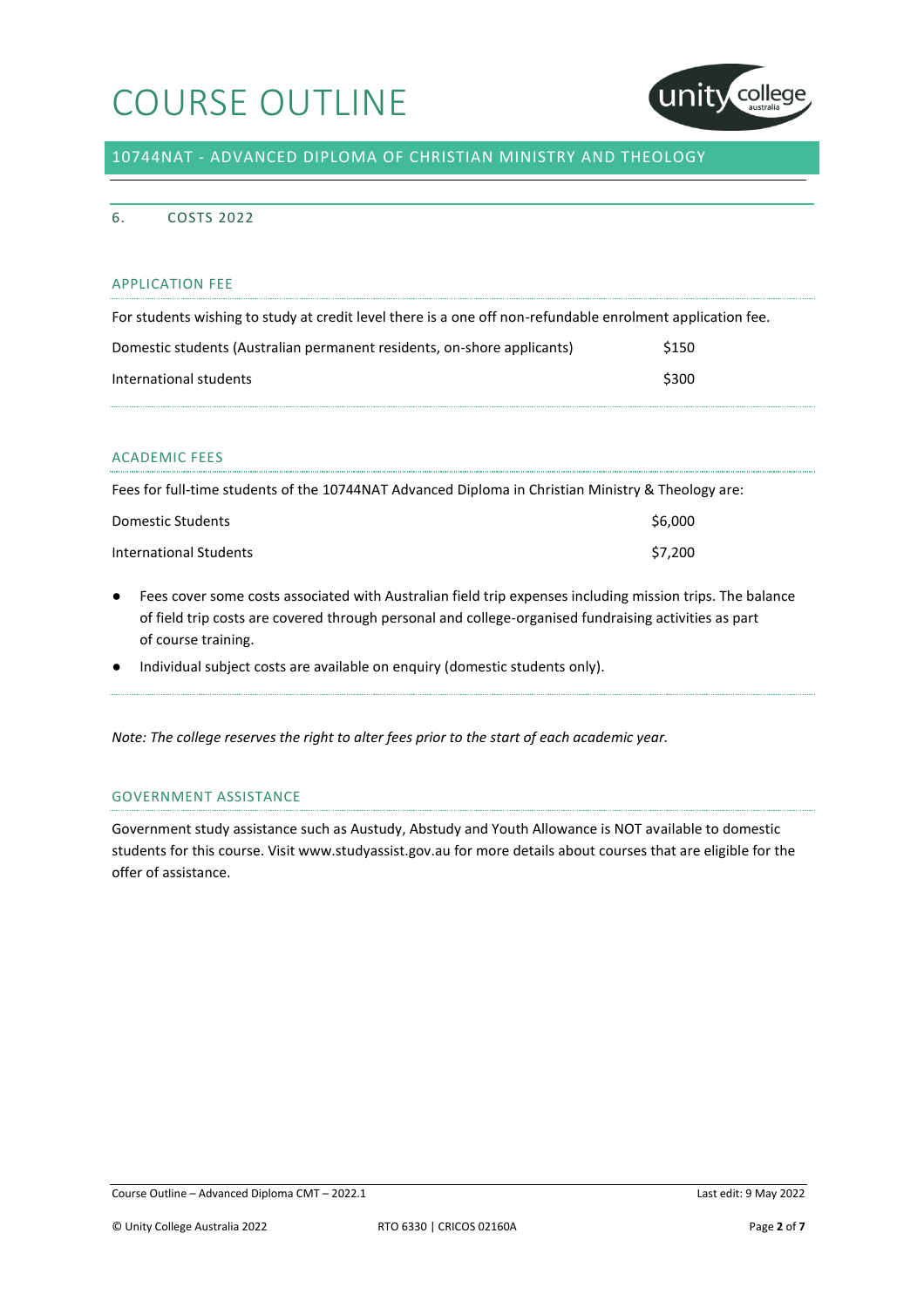# COURSE OUTLINE

## 10744NAT - ADVANCED DIPLOMA OF CHRISTIAN MINISTRY AND THEOLOGY

### 6. COSTS 2022

#### APPLICATION FEE

For students wishing to study at credit level there is a one off non-refundable enrolment application fee.

| | |
|---|---|
| Domestic students (Australian permanent residents, on-shore applicants) | $150 |
| International students | $300 |

#### ACADEMIC FEES

Fees for full-time students of the 10744NAT Advanced Diploma in Christian Ministry & Theology are:

| | |
|---|---|
| Domestic Students | $6,000 |
| International Students | $7,200 |

- Fees cover some costs associated with Australian field trip expenses including mission trips. The balance of field trip costs are covered through personal and college-organised fundraising activities as part of course training.
- Individual subject costs are available on enquiry (domestic students only).

*Note: The college reserves the right to alter fees prior to the start of each academic year.*

#### GOVERNMENT ASSISTANCE

Government study assistance such as Austudy, Abstudy and Youth Allowance is NOT available to domestic students for this course. Visit www.studyassist.gov.au for more details about courses that are eligible for the offer of assistance.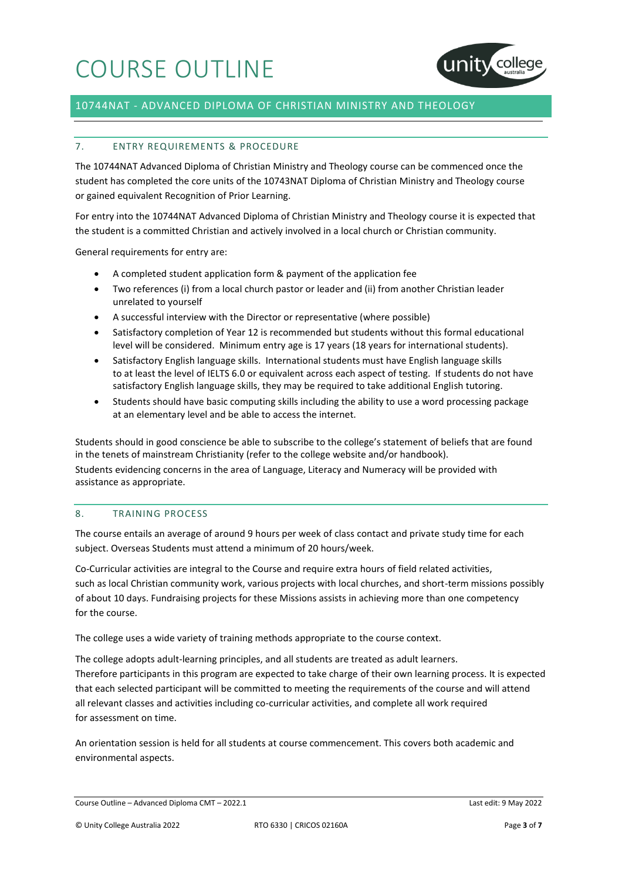## 7. ENTRY REQUIREMENTS & PROCEDURE

The 10744NAT Advanced Diploma of Christian Ministry and Theology course can be commenced once the student has completed the core units of the 10743NAT Diploma of Christian Ministry and Theology course or gained equivalent Recognition of Prior Learning.

For entry into the 10744NAT Advanced Diploma of Christian Ministry and Theology course it is expected that the student is a committed Christian and actively involved in a local church or Christian community.

General requirements for entry are:

- A completed student application form & payment of the application fee
- Two references (i) from a local church pastor or leader and (ii) from another Christian leader unrelated to yourself
- A successful interview with the Director or representative (where possible)
- Satisfactory completion of Year 12 is recommended but students without this formal educational level will be considered. Minimum entry age is 17 years (18 years for international students).
- Satisfactory English language skills. International students must have English language skills to at least the level of IELTS 6.0 or equivalent across each aspect of testing. If students do not have satisfactory English language skills, they may be required to take additional English tutoring.
- Students should have basic computing skills including the ability to use a word processing package at an elementary level and be able to access the internet.

Students should in good conscience be able to subscribe to the college's statement of beliefs that are found in the tenets of mainstream Christianity (refer to the college website and/or handbook).
Students evidencing concerns in the area of Language, Literacy and Numeracy will be provided with assistance as appropriate.

## 8. TRAINING PROCESS

The course entails an average of around 9 hours per week of class contact and private study time for each subject. Overseas Students must attend a minimum of 20 hours/week.

Co-Curricular activities are integral to the Course and require extra hours of field related activities, such as local Christian community work, various projects with local churches, and short-term missions possibly of about 10 days. Fundraising projects for these Missions assists in achieving more than one competency for the course.

The college uses a wide variety of training methods appropriate to the course context.

The college adopts adult-learning principles, and all students are treated as adult learners.
Therefore participants in this program are expected to take charge of their own learning process. It is expected that each selected participant will be committed to meeting the requirements of the course and will attend all relevant classes and activities including co-curricular activities, and complete all work required for assessment on time.

An orientation session is held for all students at course commencement. This covers both academic and environmental aspects.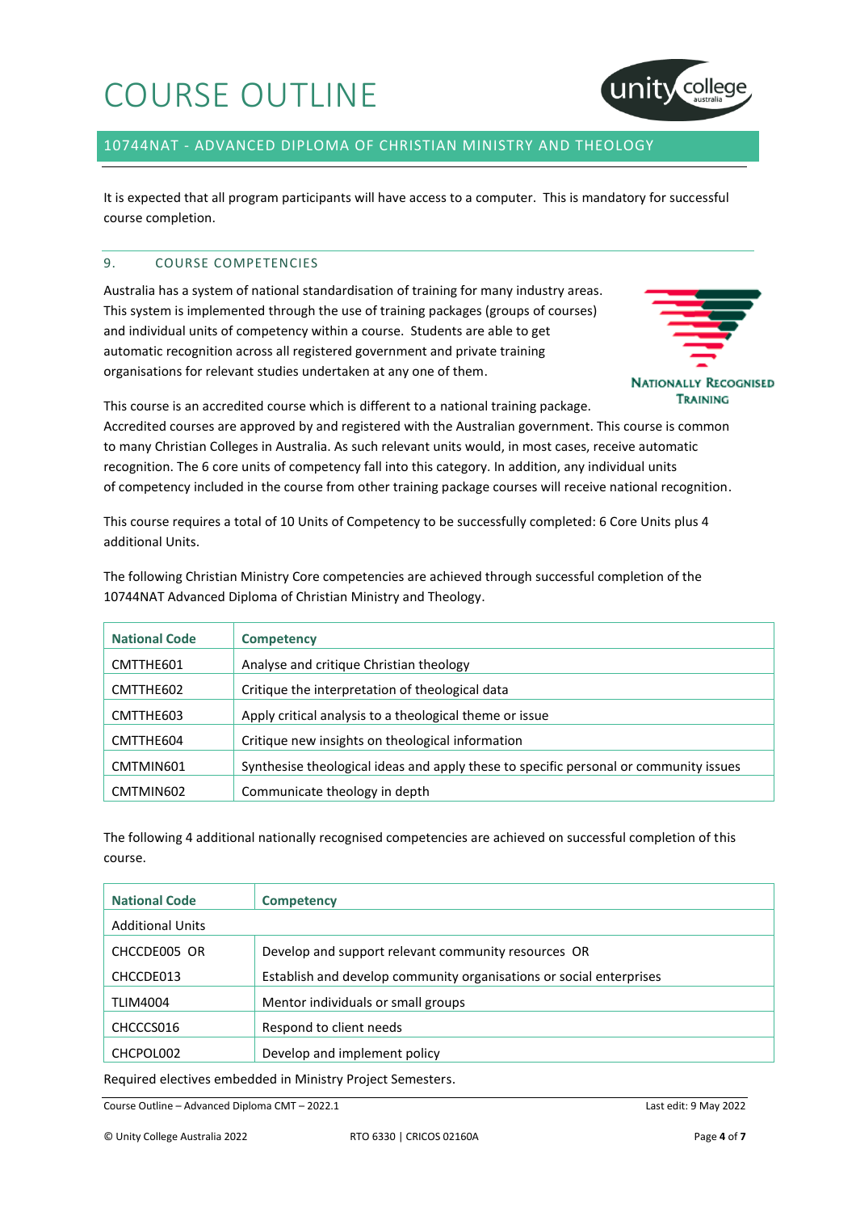# COURSE OUTLINE

## 10744NAT - ADVANCED DIPLOMA OF CHRISTIAN MINISTRY AND THEOLOGY

It is expected that all program participants will have access to a computer. This is mandatory for successful course completion.

### 9. COURSE COMPETENCIES

Australia has a system of national standardisation of training for many industry areas. This system is implemented through the use of training packages (groups of courses) and individual units of competency within a course. Students are able to get automatic recognition across all registered government and private training organisations for relevant studies undertaken at any one of them.

NATIONALLY RECOGNISED TRAINING

This course is an accredited course which is different to a national training package. Accredited courses are approved by and registered with the Australian government. This course is common to many Christian Colleges in Australia. As such relevant units would, in most cases, receive automatic recognition. The 6 core units of competency fall into this category. In addition, any individual units of competency included in the course from other training package courses will receive national recognition.

This course requires a total of 10 Units of Competency to be successfully completed: 6 Core Units plus 4 additional Units.

The following Christian Ministry Core competencies are achieved through successful completion of the 10744NAT Advanced Diploma of Christian Ministry and Theology.

| National Code | Competency |
|---|---|
| CMTTHE601 | Analyse and critique Christian theology |
| CMTTHE602 | Critique the interpretation of theological data |
| CMTTHE603 | Apply critical analysis to a theological theme or issue |
| CMTTHE604 | Critique new insights on theological information |
| CMTMIN601 | Synthesise theological ideas and apply these to specific personal or community issues |
| CMTMIN602 | Communicate theology in depth |

The following 4 additional nationally recognised competencies are achieved on successful completion of this course.

| National Code | Competency |
|---|---|
| Additional Units | |
| CHCCDE005 OR<br>CHCCDE013 | Develop and support relevant community resources OR<br>Establish and develop community organisations or social enterprises |
| TLIM4004 | Mentor individuals or small groups |
| CHCCCS016 | Respond to client needs |
| CHCPOL002 | Develop and implement policy |

Required electives embedded in Ministry Project Semesters.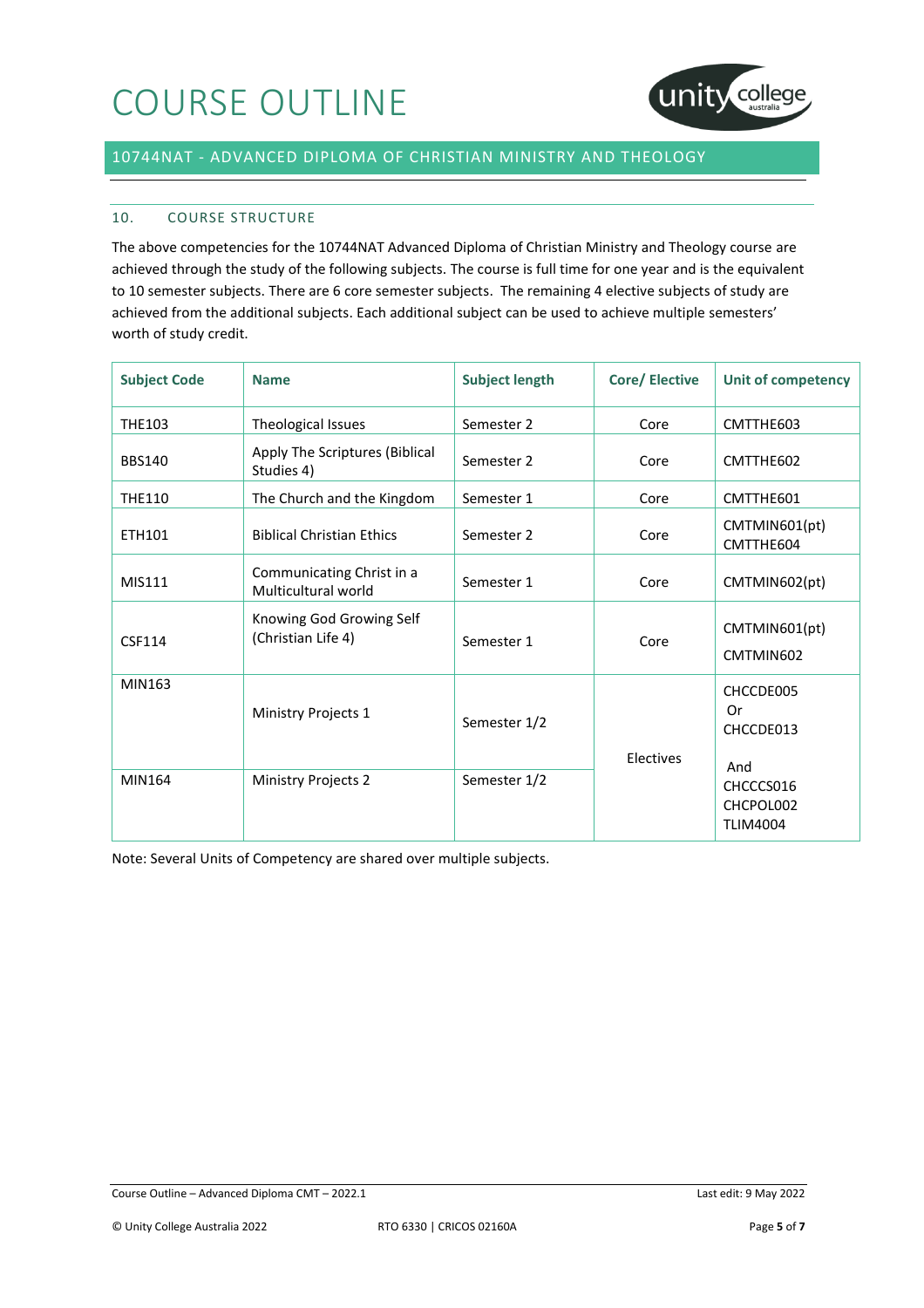# COURSE OUTLINE

## 10744NAT - ADVANCED DIPLOMA OF CHRISTIAN MINISTRY AND THEOLOGY

### 10. COURSE STRUCTURE

The above competencies for the 10744NAT Advanced Diploma of Christian Ministry and Theology course are achieved through the study of the following subjects. The course is full time for one year and is the equivalent to 10 semester subjects. There are 6 core semester subjects. The remaining 4 elective subjects of study are achieved from the additional subjects. Each additional subject can be used to achieve multiple semesters' worth of study credit.

| Subject Code | Name | Subject length | Core/ Elective | Unit of competency |
|---|---|---|---|---|
| THE103 | Theological Issues | Semester 2 | Core | CMTTHE603 |
| BBS140 | Apply The Scriptures (Biblical Studies 4) | Semester 2 | Core | CMTTHE602 |
| THE110 | The Church and the Kingdom | Semester 1 | Core | CMTTHE601 |
| ETH101 | Biblical Christian Ethics | Semester 2 | Core | CMTMIN601(pt) CMTTHE604 |
| MIS111 | Communicating Christ in a Multicultural world | Semester 1 | Core | CMTMIN602(pt) |
| CSF114 | Knowing God Growing Self (Christian Life 4) | Semester 1 | Core | CMTMIN601(pt) CMTMIN602 |
| MIN163 | Ministry Projects 1 | Semester 1/2 | Electives | CHCCDE005 Or CHCCDE013 And CHCCCS016 CHCPOL002 TLIM4004 |
| MIN164 | Ministry Projects 2 | Semester 1/2 | | |

Note: Several Units of Competency are shared over multiple subjects.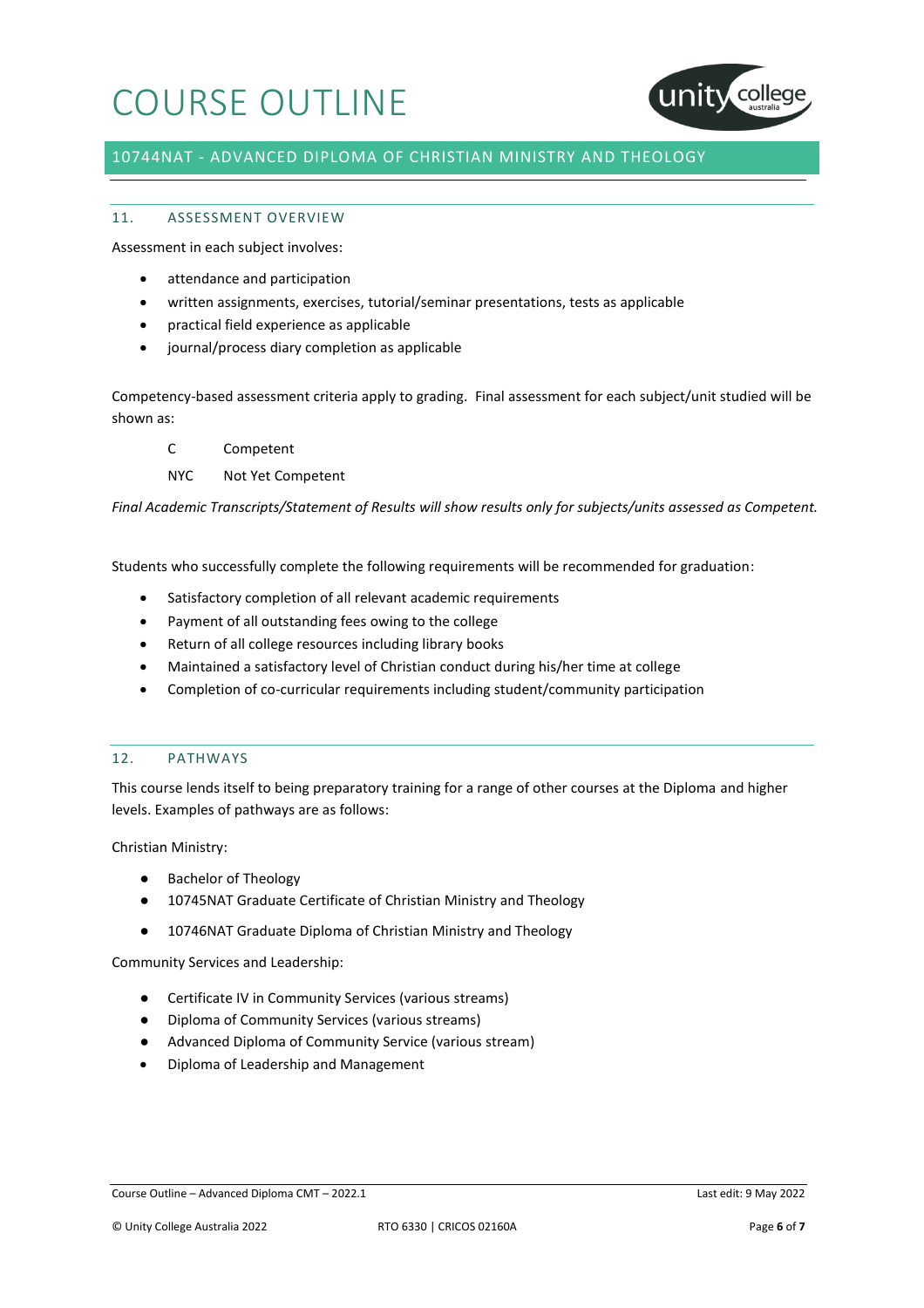## 11. ASSESSMENT OVERVIEW

Assessment in each subject involves:

- attendance and participation
- written assignments, exercises, tutorial/seminar presentations, tests as applicable
- practical field experience as applicable
- journal/process diary completion as applicable

Competency-based assessment criteria apply to grading. Final assessment for each subject/unit studied will be shown as:

C Competent

NYC Not Yet Competent

*Final Academic Transcripts/Statement of Results will show results only for subjects/units assessed as Competent.*

Students who successfully complete the following requirements will be recommended for graduation:

- Satisfactory completion of all relevant academic requirements
- Payment of all outstanding fees owing to the college
- Return of all college resources including library books
- Maintained a satisfactory level of Christian conduct during his/her time at college
- Completion of co-curricular requirements including student/community participation

## 12. PATHWAYS

This course lends itself to being preparatory training for a range of other courses at the Diploma and higher levels. Examples of pathways are as follows:

Christian Ministry:

- Bachelor of Theology
- 10745NAT Graduate Certificate of Christian Ministry and Theology
- 10746NAT Graduate Diploma of Christian Ministry and Theology

Community Services and Leadership:

- Certificate IV in Community Services (various streams)
- Diploma of Community Services (various streams)
- Advanced Diploma of Community Service (various stream)
- Diploma of Leadership and Management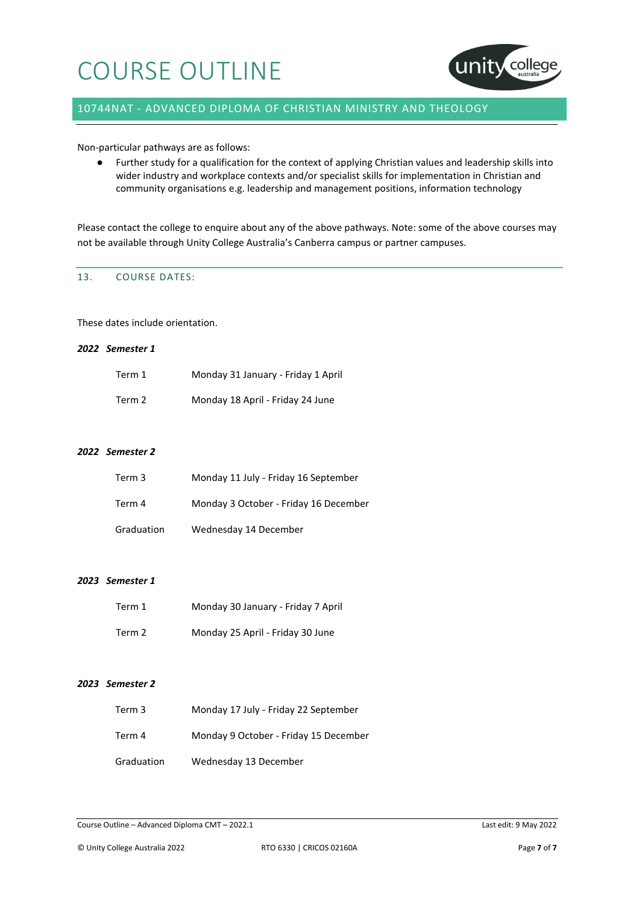Non-particular pathways are as follows:

- Further study for a qualification for the context of applying Christian values and leadership skills into wider industry and workplace contexts and/or specialist skills for implementation in Christian and community organisations e.g. leadership and management positions, information technology

Please contact the college to enquire about any of the above pathways. Note: some of the above courses may not be available through Unity College Australia's Canberra campus or partner campuses.

## 13. COURSE DATES:

These dates include orientation.

***2022 Semester 1***

| | |
|---|---|
| Term 1 | Monday 31 January - Friday 1 April |
| Term 2 | Monday 18 April - Friday 24 June |

***2022 Semester 2***

| | |
|---|---|
| Term 3 | Monday 11 July - Friday 16 September |
| Term 4 | Monday 3 October - Friday 16 December |
| Graduation | Wednesday 14 December |

***2023 Semester 1***

| | |
|---|---|
| Term 1 | Monday 30 January - Friday 7 April |
| Term 2 | Monday 25 April - Friday 30 June |

***2023 Semester 2***

| | |
|---|---|
| Term 3 | Monday 17 July - Friday 22 September |
| Term 4 | Monday 9 October - Friday 15 December |
| Graduation | Wednesday 13 December |